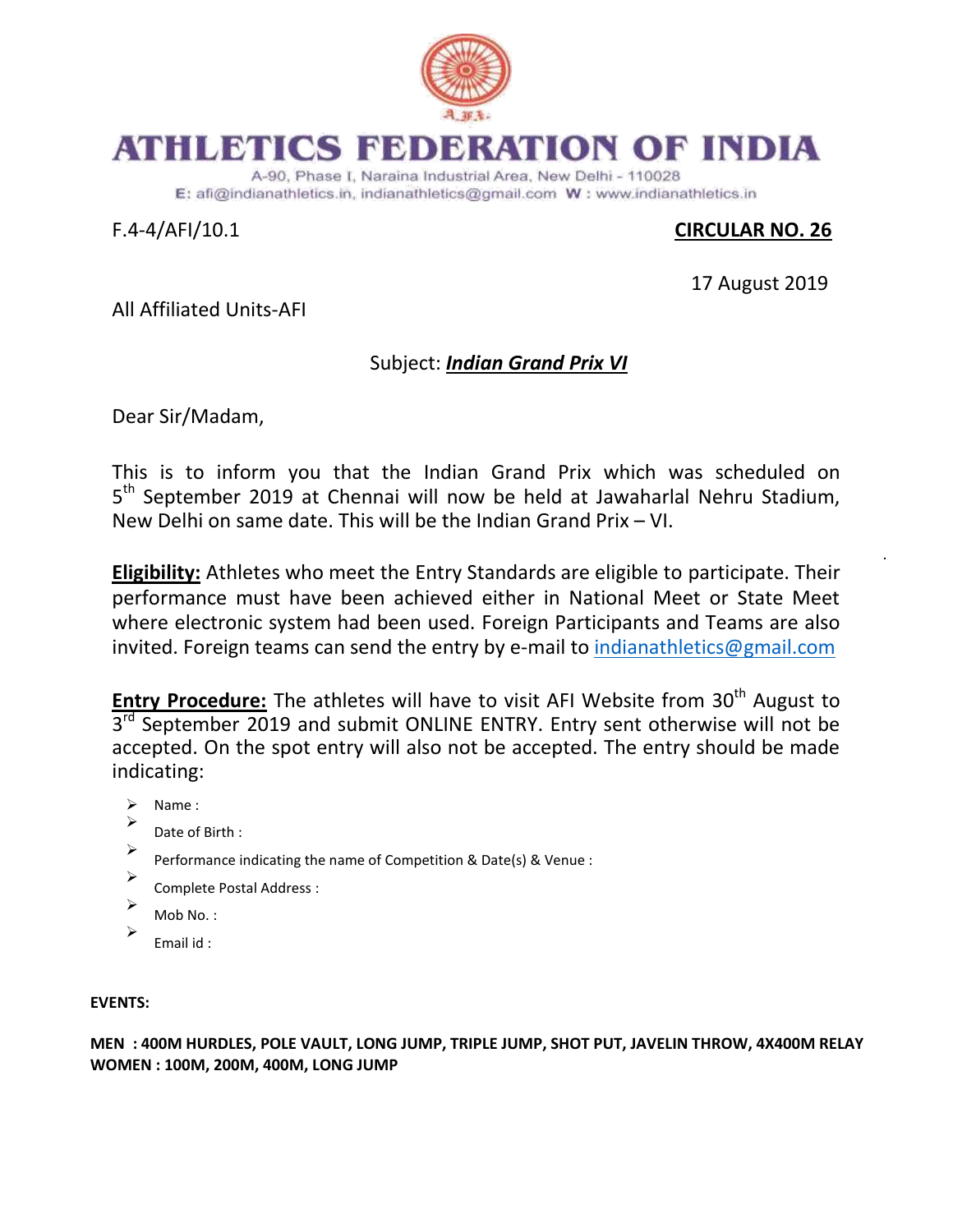# ATHLETICS FEDERATION OF INDIA

A-90, Phase I, Naraina Industrial Area, New Delhi - 110028
E: afi@indianathletics.in, indianathletics@gmail.com W : www.indianathletics.in

F.4-4/AFI/10.1

**CIRCULAR NO. 26**

17 August 2019

All Affiliated Units-AFI

Subject: ***Indian Grand Prix VI***

Dear Sir/Madam,

This is to inform you that the Indian Grand Prix which was scheduled on 5th September 2019 at Chennai will now be held at Jawaharlal Nehru Stadium, New Delhi on same date. This will be the Indian Grand Prix – VI.

**Eligibility:** Athletes who meet the Entry Standards are eligible to participate. Their performance must have been achieved either in National Meet or State Meet where electronic system had been used. Foreign Participants and Teams are also invited. Foreign teams can send the entry by e-mail to indianathletics@gmail.com

**Entry Procedure:** The athletes will have to visit AFI Website from 30th August to 3rd September 2019 and submit ONLINE ENTRY. Entry sent otherwise will not be accepted. On the spot entry will also not be accepted. The entry should be made indicating:

- Name :
- Date of Birth :
- Performance indicating the name of Competition & Date(s) & Venue :
- Complete Postal Address :
- Mob No. :
- Email id :

**EVENTS:**

**MEN : 400M HURDLES, POLE VAULT, LONG JUMP, TRIPLE JUMP, SHOT PUT, JAVELIN THROW, 4X400M RELAY**
**WOMEN : 100M, 200M, 400M, LONG JUMP**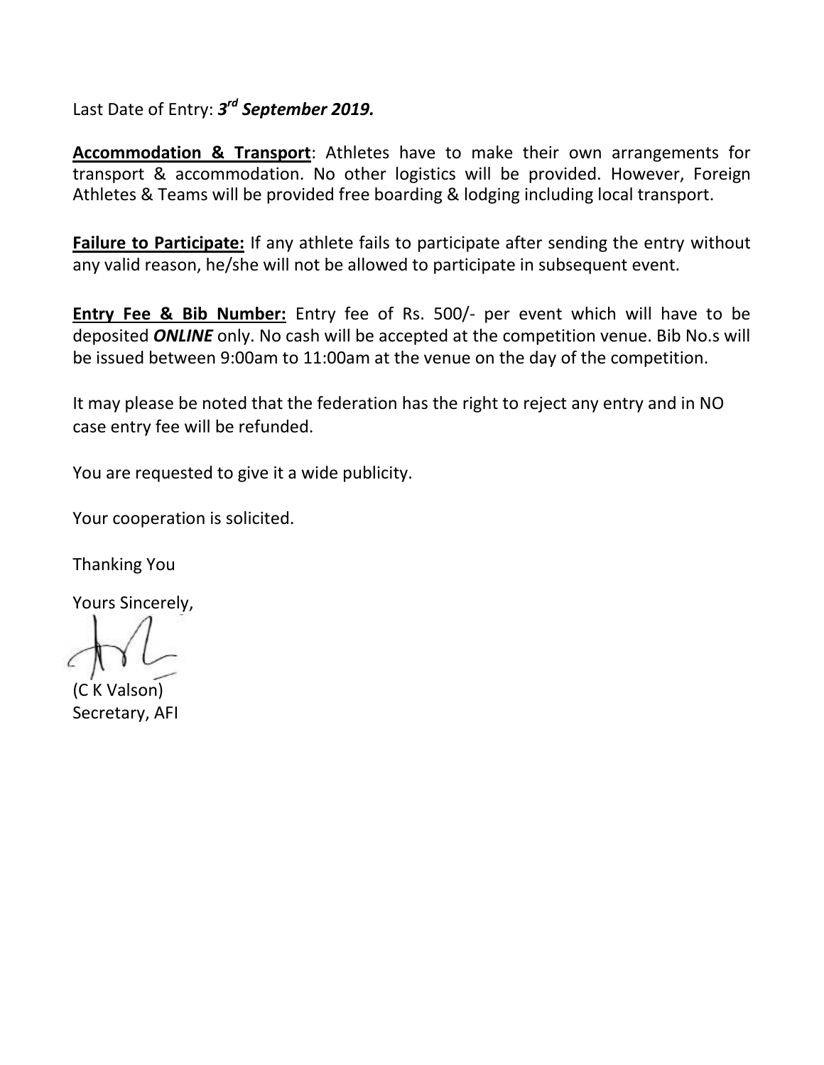Last Date of Entry: ***3rd September 2019.***

**Accommodation & Transport**: Athletes have to make their own arrangements for transport & accommodation. No other logistics will be provided. However, Foreign Athletes & Teams will be provided free boarding & lodging including local transport.

**Failure to Participate:** If any athlete fails to participate after sending the entry without any valid reason, he/she will not be allowed to participate in subsequent event.

**Entry Fee & Bib Number:** Entry fee of Rs. 500/- per event which will have to be deposited ***ONLINE*** only. No cash will be accepted at the competition venue. Bib No.s will be issued between 9:00am to 11:00am at the venue on the day of the competition.

It may please be noted that the federation has the right to reject any entry and in NO case entry fee will be refunded.

You are requested to give it a wide publicity.

Your cooperation is solicited.

Thanking You

Yours Sincerely,

(C K Valson)
Secretary, AFI